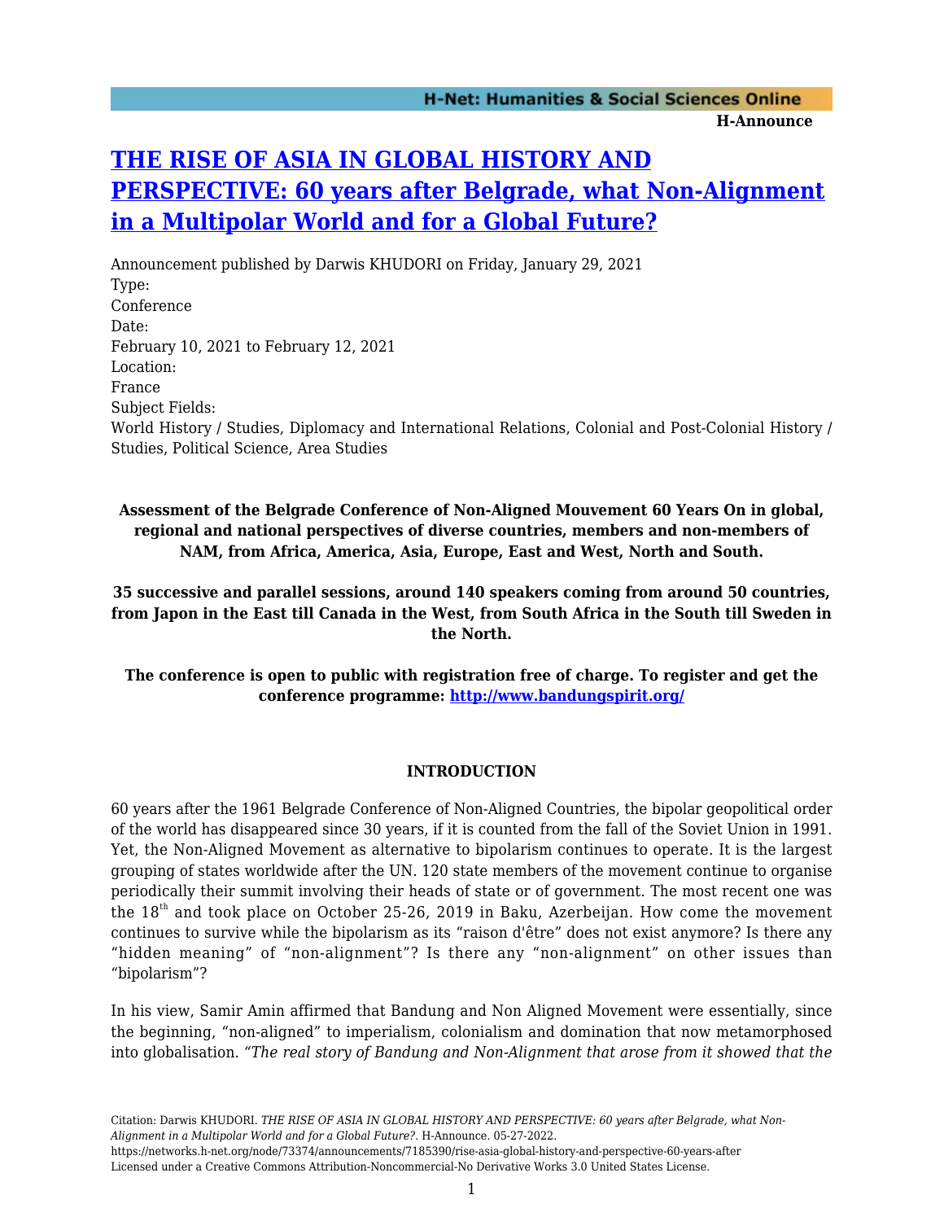# [THE RISE OF ASIA IN GLOBAL HISTORY AND PERSPECTIVE: 60 years after Belgrade, what Non-Alignment in a Multipolar World and for a Global Future?](https://networks.h-net.org/node/73374/announcements/7185390/rise-asia-global-history-and-perspective-60-years-after)

Announcement published by Darwis KHUDORI on Friday, January 29, 2021

Type:
Conference

Date:
February 10, 2021 to February 12, 2021

Location:
France

Subject Fields:
World History / Studies, Diplomacy and International Relations, Colonial and Post-Colonial History / Studies, Political Science, Area Studies

**Assessment of the Belgrade Conference of Non-Aligned Mouvement 60 Years On in global, regional and national perspectives of diverse countries, members and non-members of NAM, from Africa, America, Asia, Europe, East and West, North and South.**

**35 successive and parallel sessions, around 140 speakers coming from around 50 countries, from Japon in the East till Canada in the West, from South Africa in the South till Sweden in the North.**

**The conference is open to public with registration free of charge. To register and get the conference programme: [http://www.bandungspirit.org/](http://www.bandungspirit.org/)**

## INTRODUCTION

60 years after the 1961 Belgrade Conference of Non-Aligned Countries, the bipolar geopolitical order of the world has disappeared since 30 years, if it is counted from the fall of the Soviet Union in 1991. Yet, the Non-Aligned Movement as alternative to bipolarism continues to operate. It is the largest grouping of states worldwide after the UN. 120 state members of the movement continue to organise periodically their summit involving their heads of state or of government. The most recent one was the 18th and took place on October 25-26, 2019 in Baku, Azerbeijan. How come the movement continues to survive while the bipolarism as its "raison d'être" does not exist anymore? Is there any "hidden meaning" of "non-alignment"? Is there any "non-alignment" on other issues than "bipolarism"?

In his view, Samir Amin affirmed that Bandung and Non Aligned Movement were essentially, since the beginning, "non-aligned" to imperialism, colonialism and domination that now metamorphosed into globalisation. *"The real story of Bandung and Non-Alignment that arose from it showed that the*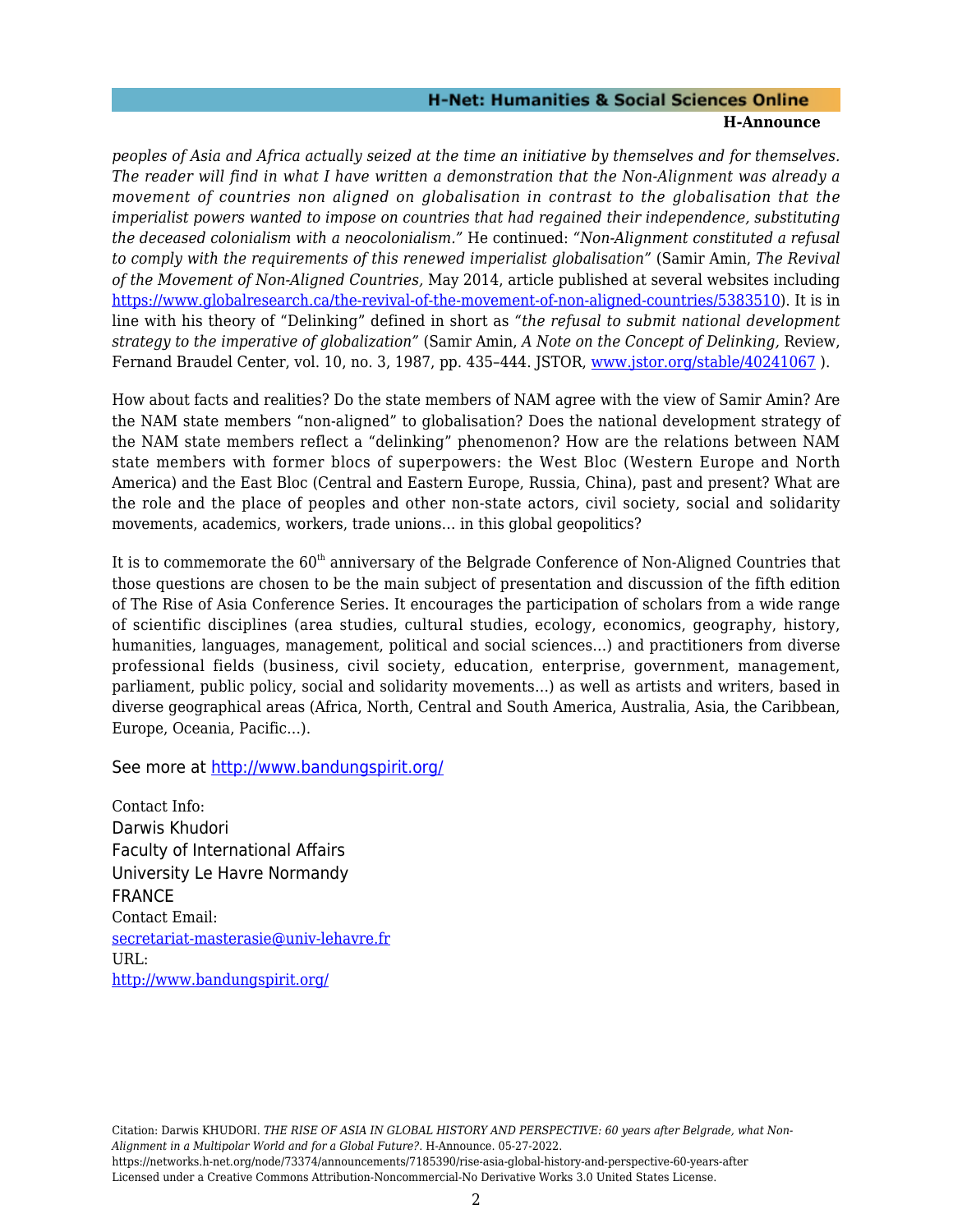*peoples of Asia and Africa actually seized at the time an initiative by themselves and for themselves. The reader will find in what I have written a demonstration that the Non-Alignment was already a movement of countries non aligned on globalisation in contrast to the globalisation that the imperialist powers wanted to impose on countries that had regained their independence, substituting the deceased colonialism with a neocolonialism."* He continued: *"Non-Alignment constituted a refusal to comply with the requirements of this renewed imperialist globalisation"* (Samir Amin, *The Revival of the Movement of Non-Aligned Countries,* May 2014, article published at several websites including https://www.globalresearch.ca/the-revival-of-the-movement-of-non-aligned-countries/5383510). It is in line with his theory of "Delinking" defined in short as *"the refusal to submit national development strategy to the imperative of globalization"* (Samir Amin, *A Note on the Concept of Delinking,* Review, Fernand Braudel Center, vol. 10, no. 3, 1987, pp. 435–444. JSTOR, www.jstor.org/stable/40241067 ).

How about facts and realities? Do the state members of NAM agree with the view of Samir Amin? Are the NAM state members "non-aligned" to globalisation? Does the national development strategy of the NAM state members reflect a "delinking" phenomenon? How are the relations between NAM state members with former blocs of superpowers: the West Bloc (Western Europe and North America) and the East Bloc (Central and Eastern Europe, Russia, China), past and present? What are the role and the place of peoples and other non-state actors, civil society, social and solidarity movements, academics, workers, trade unions... in this global geopolitics?

It is to commemorate the 60th anniversary of the Belgrade Conference of Non-Aligned Countries that those questions are chosen to be the main subject of presentation and discussion of the fifth edition of The Rise of Asia Conference Series. It encourages the participation of scholars from a wide range of scientific disciplines (area studies, cultural studies, ecology, economics, geography, history, humanities, languages, management, political and social sciences...) and practitioners from diverse professional fields (business, civil society, education, enterprise, government, management, parliament, public policy, social and solidarity movements...) as well as artists and writers, based in diverse geographical areas (Africa, North, Central and South America, Australia, Asia, the Caribbean, Europe, Oceania, Pacific...).

See more at http://www.bandungspirit.org/

Contact Info:
Darwis Khudori
Faculty of International Affairs
University Le Havre Normandy
FRANCE
Contact Email:
secretariat-masterasie@univ-lehavre.fr
URL:
http://www.bandungspirit.org/

Citation: Darwis KHUDORI. *THE RISE OF ASIA IN GLOBAL HISTORY AND PERSPECTIVE: 60 years after Belgrade, what Non-Alignment in a Multipolar World and for a Global Future?*. H-Announce. 05-27-2022.
https://networks.h-net.org/node/73374/announcements/7185390/rise-asia-global-history-and-perspective-60-years-after
Licensed under a Creative Commons Attribution-Noncommercial-No Derivative Works 3.0 United States License.